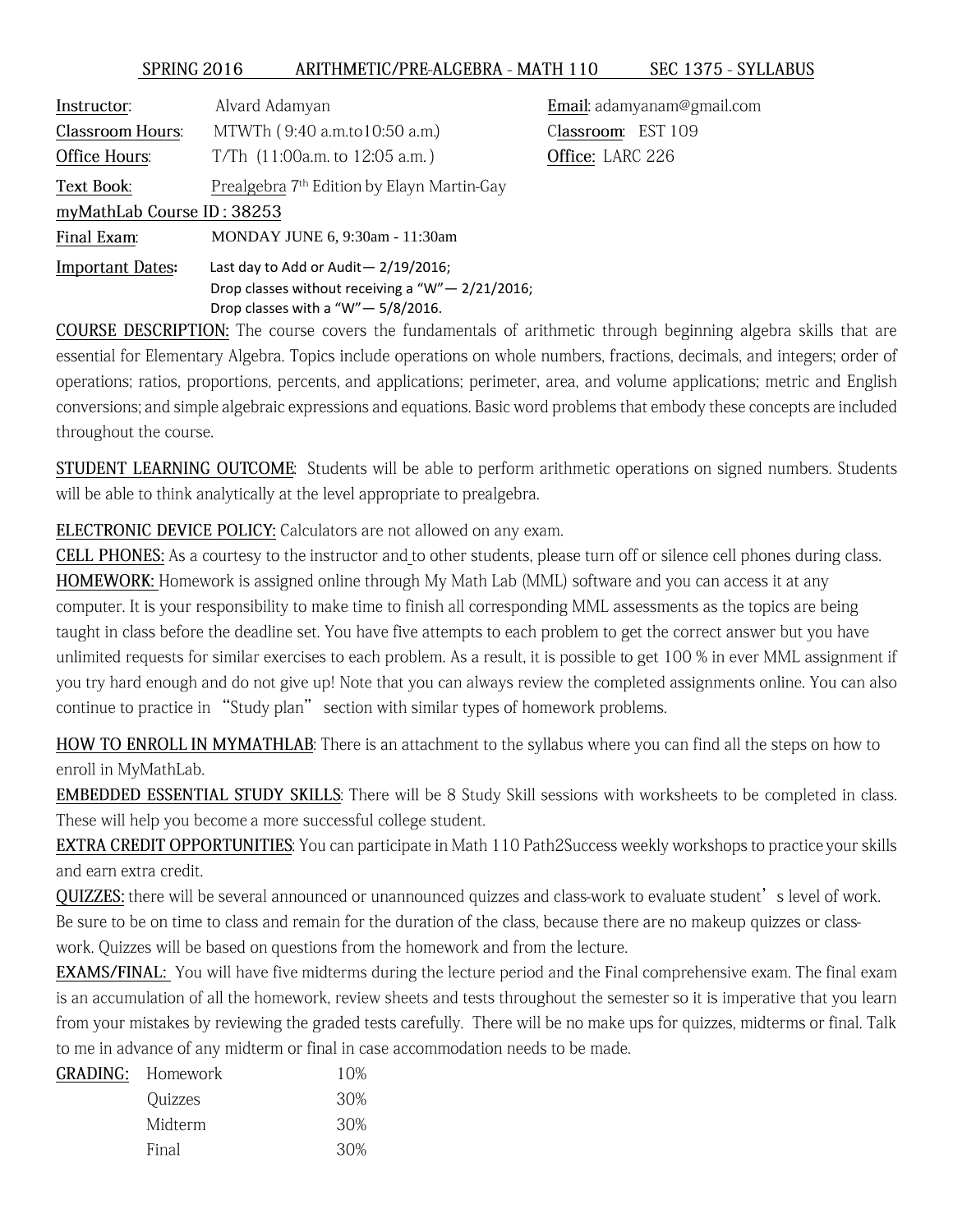# SPRING 2016 ARITHMETIC/PRE-ALGEBRA - MATH 110 SEC 1375 - SYLLABUS

**Instructor**: Alvard Adamyan  
**Email**: adamyanam@gmail.com  
**Classroom Hours**: MTWTh ( 9:40 a.m.to10:50 a.m.)  
**Classroom**: EST 109  
**Office Hours**: T/Th (11:00a.m. to 12:05 a.m. )  
**Office:** LARC 226  
**Text Book**: Prealgebra 7th Edition by Elayn Martin-Gay  
**myMathLab Course ID : 38253**  
**Final Exam**: MONDAY JUNE 6, 9:30am - 11:30am  
**Important Dates:** Last day to Add or Audit— 2/19/2016;  
Drop classes without receiving a "W"— 2/21/2016;  
Drop classes with a "W"— 5/8/2016.

**COURSE DESCRIPTION:** The course covers the fundamentals of arithmetic through beginning algebra skills that are essential for Elementary Algebra. Topics include operations on whole numbers, fractions, decimals, and integers; order of operations; ratios, proportions, percents, and applications; perimeter, area, and volume applications; metric and English conversions; and simple algebraic expressions and equations. Basic word problems that embody these concepts are included throughout the course.

**STUDENT LEARNING OUTCOME**: Students will be able to perform arithmetic operations on signed numbers. Students will be able to think analytically at the level appropriate to prealgebra.

**ELECTRONIC DEVICE POLICY:** Calculators are not allowed on any exam.

**CELL PHONES:** As a courtesy to the instructor and to other students, please turn off or silence cell phones during class.

**HOMEWORK:** Homework is assigned online through My Math Lab (MML) software and you can access it at any computer. It is your responsibility to make time to finish all corresponding MML assessments as the topics are being taught in class before the deadline set. You have five attempts to each problem to get the correct answer but you have unlimited requests for similar exercises to each problem. As a result, it is possible to get 100 % in ever MML assignment if you try hard enough and do not give up! Note that you can always review the completed assignments online. You can also continue to practice in "Study plan" section with similar types of homework problems.

**HOW TO ENROLL IN MYMATHLAB**: There is an attachment to the syllabus where you can find all the steps on how to enroll in MyMathLab.

**EMBEDDED ESSENTIAL STUDY SKILLS**: There will be 8 Study Skill sessions with worksheets to be completed in class. These will help you become a more successful college student.

**EXTRA CREDIT OPPORTUNITIES**: You can participate in Math 110 Path2Success weekly workshops to practice your skills and earn extra credit.

**QUIZZES:** there will be several announced or unannounced quizzes and class-work to evaluate student's level of work. Be sure to be on time to class and remain for the duration of the class, because there are no makeup quizzes or class-work. Quizzes will be based on questions from the homework and from the lecture.

**EXAMS/FINAL:** You will have five midterms during the lecture period and the Final comprehensive exam. The final exam is an accumulation of all the homework, review sheets and tests throughout the semester so it is imperative that you learn from your mistakes by reviewing the graded tests carefully. There will be no make ups for quizzes, midterms or final. Talk to me in advance of any midterm or final in case accommodation needs to be made.

**GRADING:**

| | |
|---|---|
| Homework | 10% |
| Quizzes | 30% |
| Midterm | 30% |
| Final | 30% |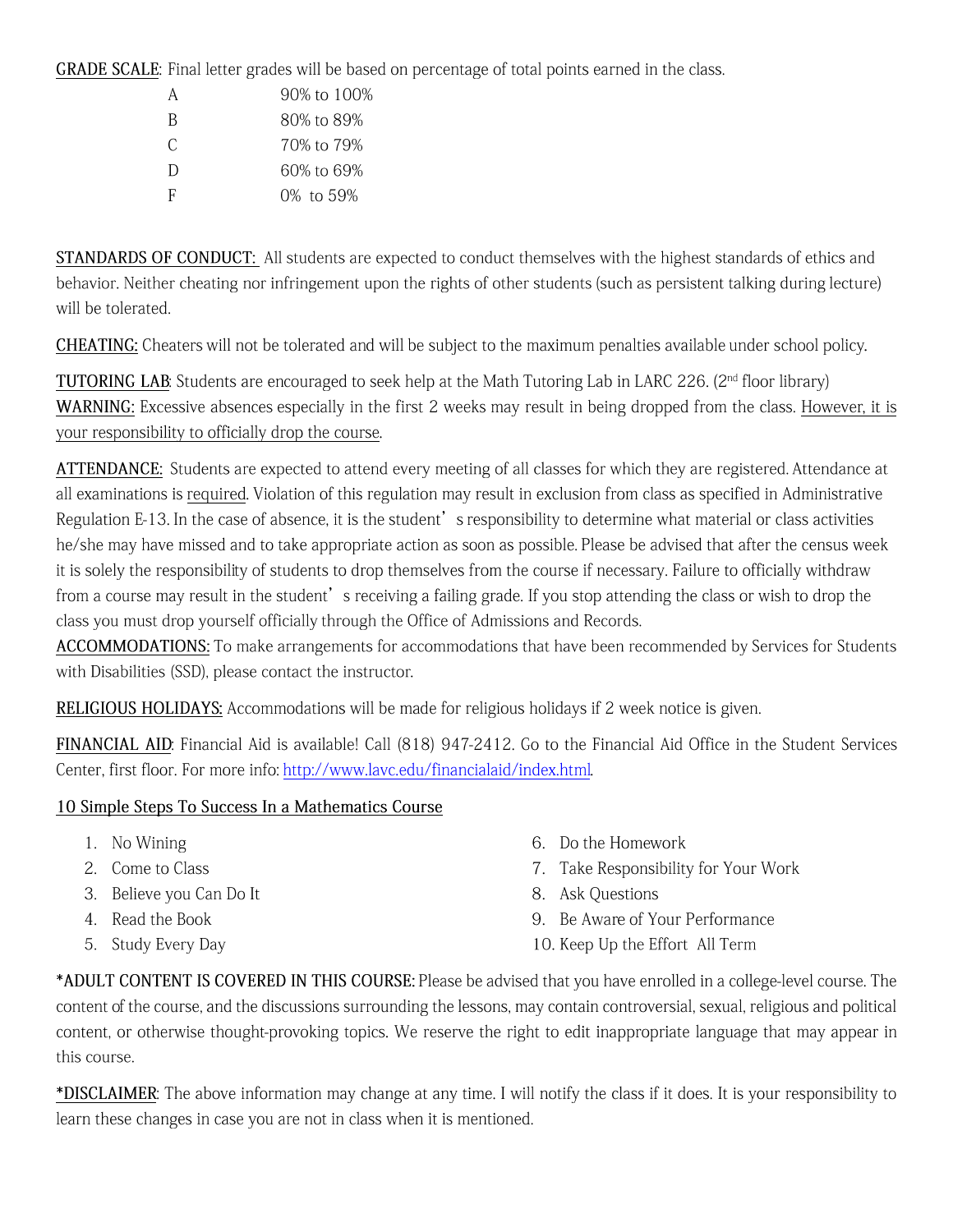**GRADE SCALE**: Final letter grades will be based on percentage of total points earned in the class.

| | |
|---|---|
| A | 90% to 100% |
| B | 80% to 89% |
| C | 70% to 79% |
| D | 60% to 69% |
| F | 0% to 59% |

**STANDARDS OF CONDUCT:** All students are expected to conduct themselves with the highest standards of ethics and behavior. Neither cheating nor infringement upon the rights of other students (such as persistent talking during lecture) will be tolerated.

**CHEATING:** Cheaters will not be tolerated and will be subject to the maximum penalties available under school policy.

**TUTORING LAB**: Students are encouraged to seek help at the Math Tutoring Lab in LARC 226. (2nd floor library)
**WARNING:** Excessive absences especially in the first 2 weeks may result in being dropped from the class. However, it is your responsibility to officially drop the course.

**ATTENDANCE:** Students are expected to attend every meeting of all classes for which they are registered. Attendance at all examinations is required. Violation of this regulation may result in exclusion from class as specified in Administrative Regulation E-13. In the case of absence, it is the student's responsibility to determine what material or class activities he/she may have missed and to take appropriate action as soon as possible. Please be advised that after the census week it is solely the responsibility of students to drop themselves from the course if necessary. Failure to officially withdraw from a course may result in the student's receiving a failing grade. If you stop attending the class or wish to drop the class you must drop yourself officially through the Office of Admissions and Records.
**ACCOMMODATIONS:** To make arrangements for accommodations that have been recommended by Services for Students with Disabilities (SSD), please contact the instructor.

**RELIGIOUS HOLIDAYS:** Accommodations will be made for religious holidays if 2 week notice is given.

**FINANCIAL AID**: Financial Aid is available! Call (818) 947-2412. Go to the Financial Aid Office in the Student Services Center, first floor. For more info: http://www.lavc.edu/financialaid/index.html.

**10 Simple Steps To Success In a Mathematics Course**

1. No Wining
2. Come to Class
3. Believe you Can Do It
4. Read the Book
5. Study Every Day
6. Do the Homework
7. Take Responsibility for Your Work
8. Ask Questions
9. Be Aware of Your Performance
10. Keep Up the Effort All Term

***ADULT CONTENT IS COVERED IN THIS COURSE:** Please be advised that you have enrolled in a college-level course. The content of the course, and the discussions surrounding the lessons, may contain controversial, sexual, religious and political content, or otherwise thought-provoking topics. We reserve the right to edit inappropriate language that may appear in this course.

***DISCLAIMER**: The above information may change at any time. I will notify the class if it does. It is your responsibility to learn these changes in case you are not in class when it is mentioned.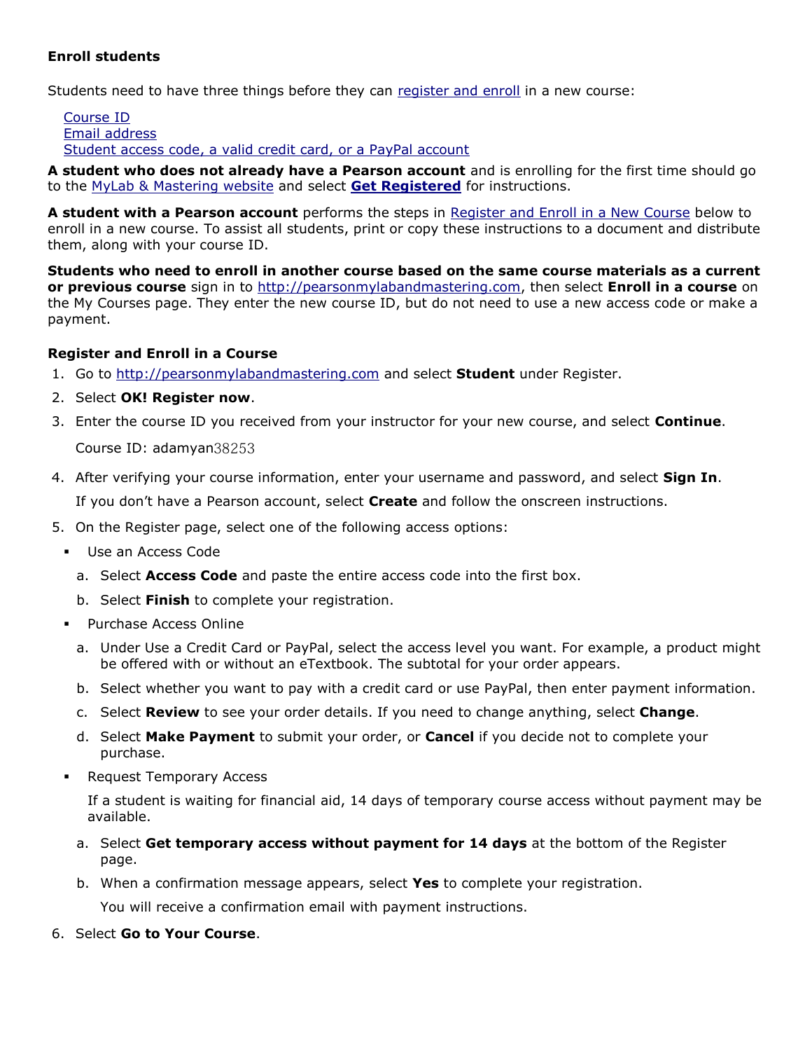**Enroll students**

Students need to have three things before they can register and enroll in a new course:

Course ID
Email address
Student access code, a valid credit card, or a PayPal account

**A student who does not already have a Pearson account** and is enrolling for the first time should go to the MyLab & Mastering website and select **Get Registered** for instructions.

**A student with a Pearson account** performs the steps in Register and Enroll in a New Course below to enroll in a new course. To assist all students, print or copy these instructions to a document and distribute them, along with your course ID.

**Students who need to enroll in another course based on the same course materials as a current or previous course** sign in to http://pearsonmylabandmastering.com, then select **Enroll in a course** on the My Courses page. They enter the new course ID, but do not need to use a new access code or make a payment.

**Register and Enroll in a Course**

1. Go to http://pearsonmylabandmastering.com and select **Student** under Register.
2. Select **OK! Register now**.
3. Enter the course ID you received from your instructor for your new course, and select **Continue**.

   Course ID: adamyan38253

4. After verifying your course information, enter your username and password, and select **Sign In**.

   If you don't have a Pearson account, select **Create** and follow the onscreen instructions.

5. On the Register page, select one of the following access options:
   - Use an Access Code
     a. Select **Access Code** and paste the entire access code into the first box.
     b. Select **Finish** to complete your registration.
   - Purchase Access Online
     a. Under Use a Credit Card or PayPal, select the access level you want. For example, a product might be offered with or without an eTextbook. The subtotal for your order appears.
     b. Select whether you want to pay with a credit card or use PayPal, then enter payment information.
     c. Select **Review** to see your order details. If you need to change anything, select **Change**.
     d. Select **Make Payment** to submit your order, or **Cancel** if you decide not to complete your purchase.
   - Request Temporary Access

     If a student is waiting for financial aid, 14 days of temporary course access without payment may be available.

     a. Select **Get temporary access without payment for 14 days** at the bottom of the Register page.
     b. When a confirmation message appears, select **Yes** to complete your registration.

        You will receive a confirmation email with payment instructions.

6. Select **Go to Your Course**.